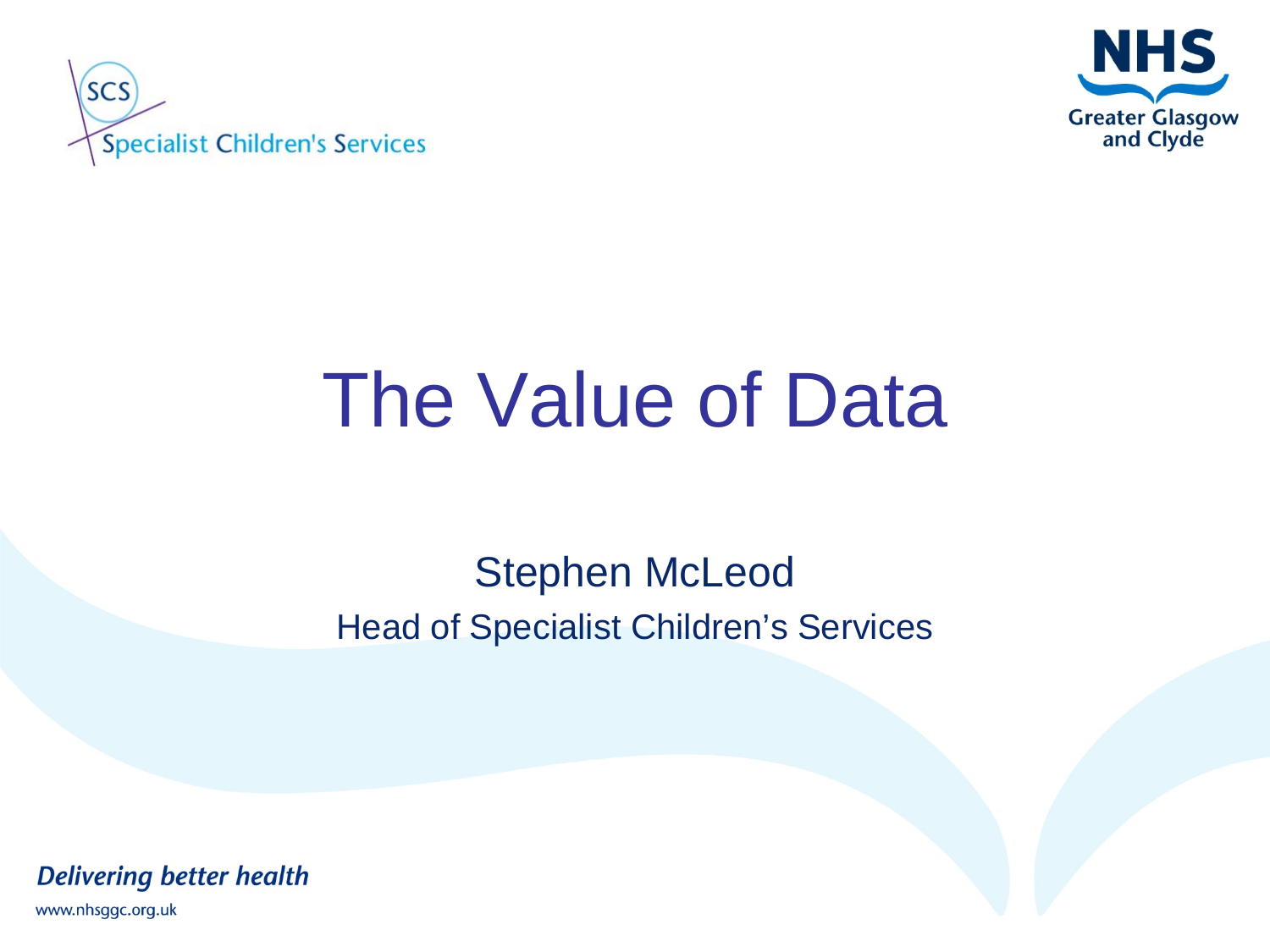SCS Specialist Children's Services

NHS Greater Glasgow and Clyde

# The Value of Data

Stephen McLeod

Head of Specialist Children's Services

*Delivering better health*

www.nhsggc.org.uk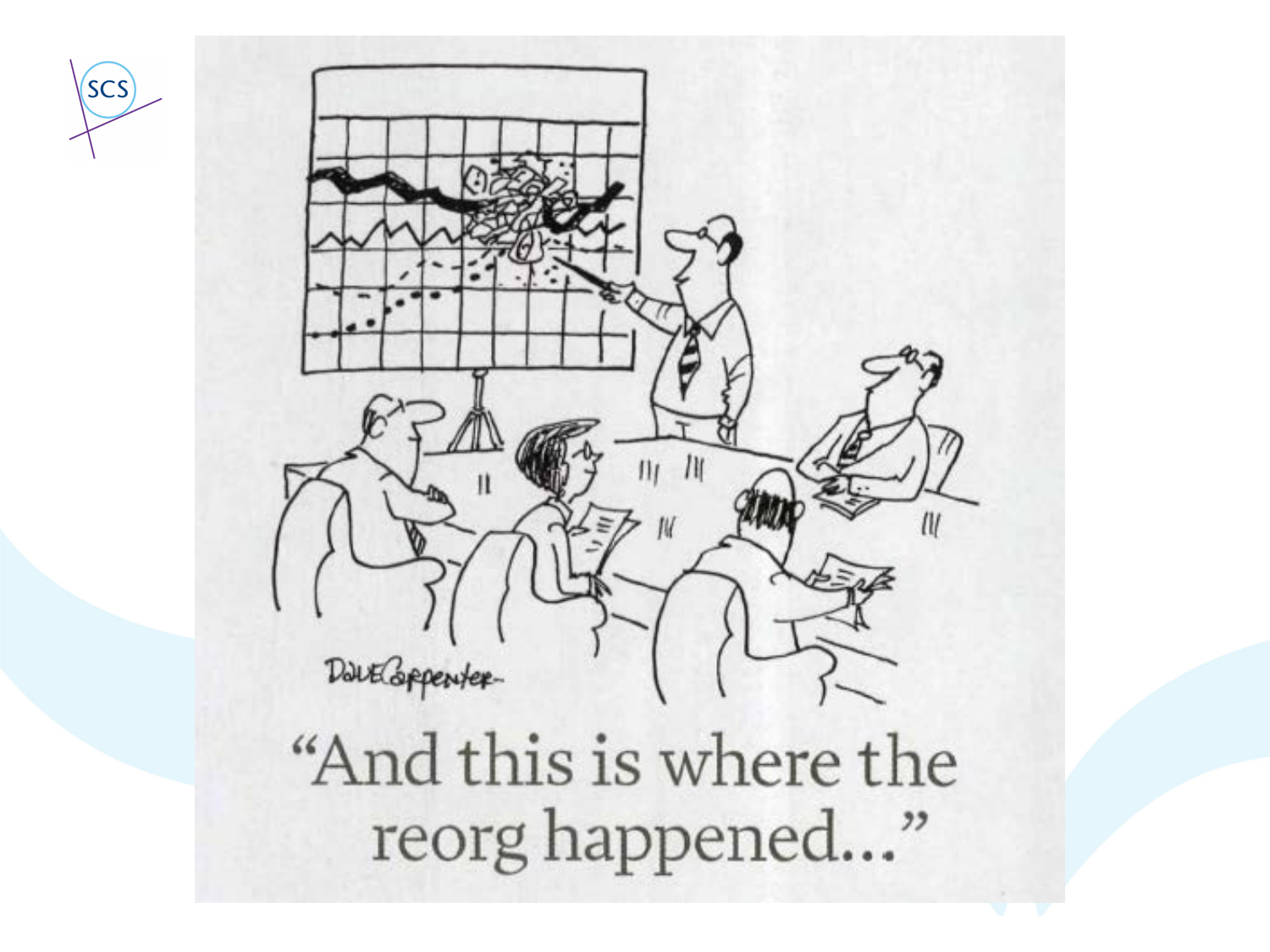“And this is where the reorg happened...”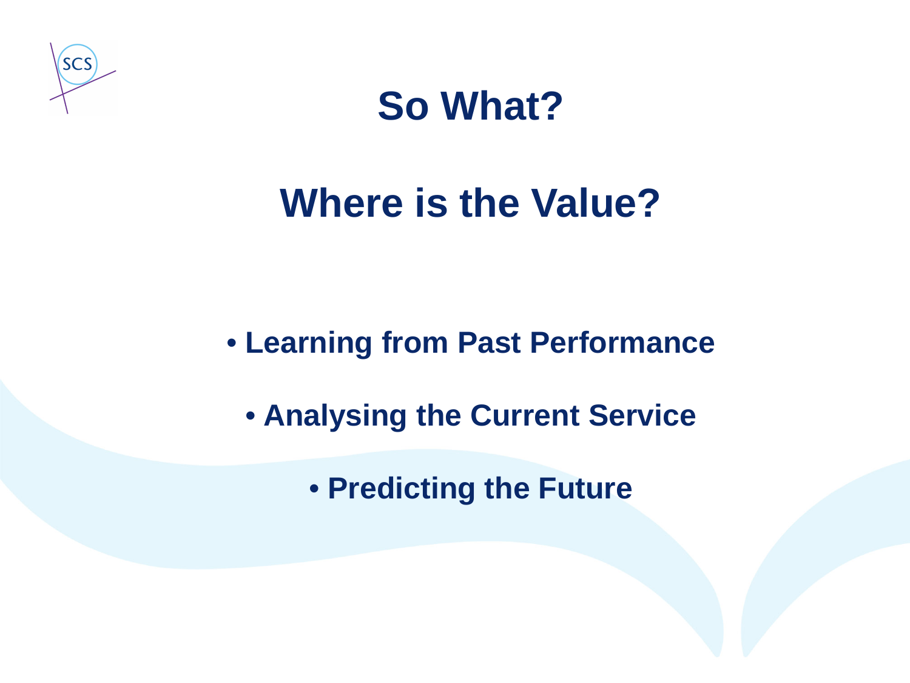# So What?

# Where is the Value?

- Learning from Past Performance
- Analysing the Current Service
- Predicting the Future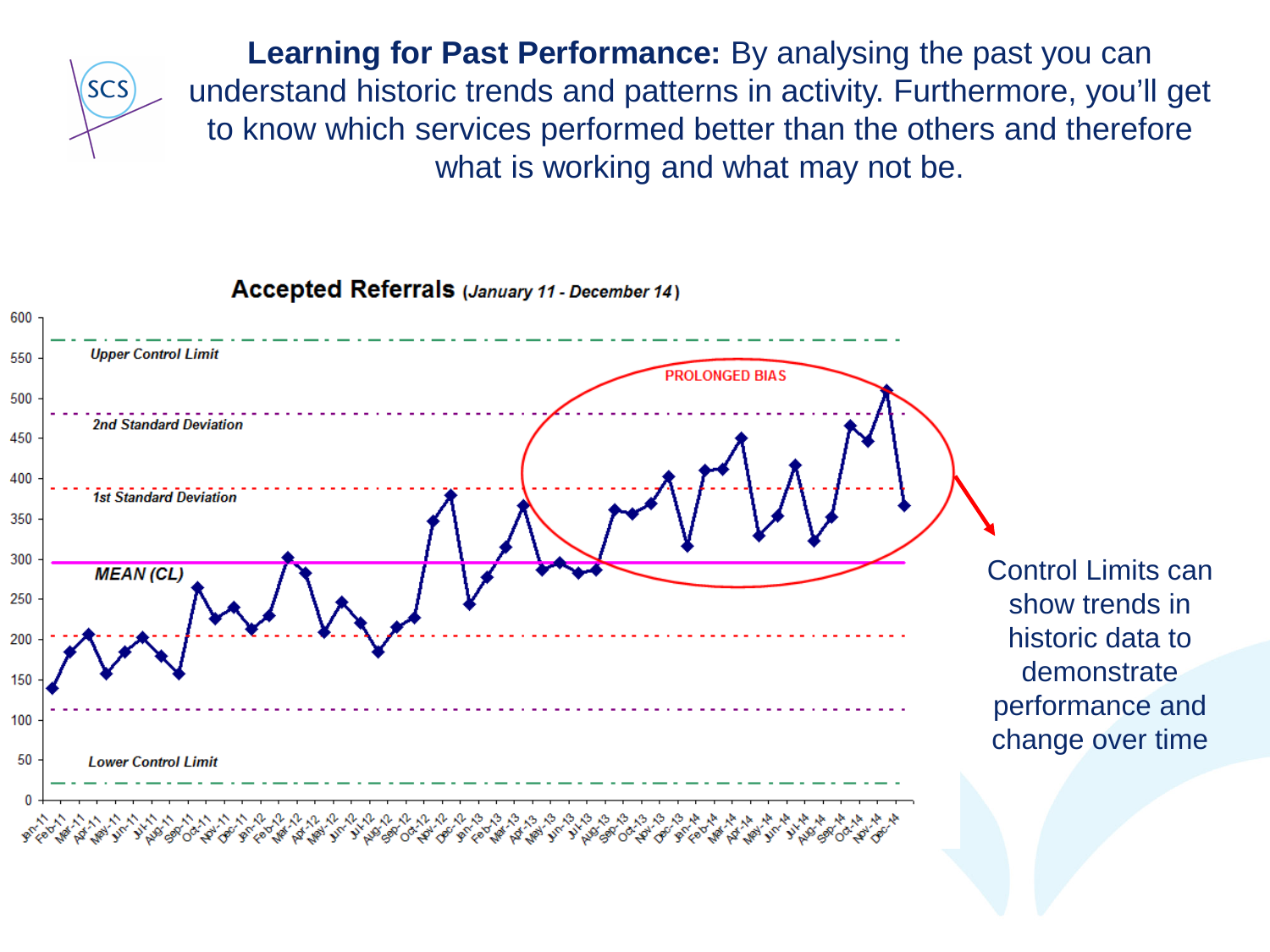**Learning for Past Performance:** By analysing the past you can understand historic trends and patterns in activity. Furthermore, you'll get to know which services performed better than the others and therefore what is working and what may not be.

**Accepted Referrals** *(January 11 - December 14)*

Control Limits can show trends in historic data to demonstrate performance and change over time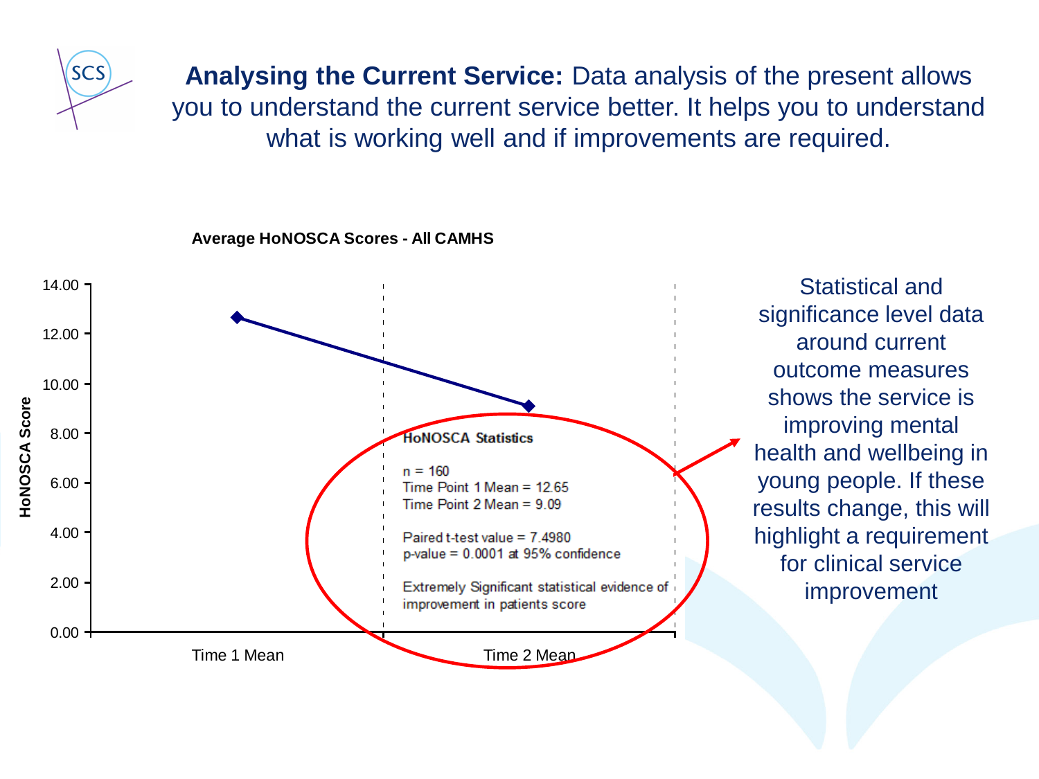**Analysing the Current Service:** Data analysis of the present allows you to understand the current service better. It helps you to understand what is working well and if improvements are required.

**Average HoNOSCA Scores - All CAMHS**

**HoNOSCA Statistics**

n = 160
Time Point 1 Mean = 12.65
Time Point 2 Mean = 9.09

Paired t-test value = 7.4980
p-value = 0.0001 at 95% confidence

Extremely Significant statistical evidence of improvement in patients score

Statistical and significance level data around current outcome measures shows the service is improving mental health and wellbeing in young people. If these results change, this will highlight a requirement for clinical service improvement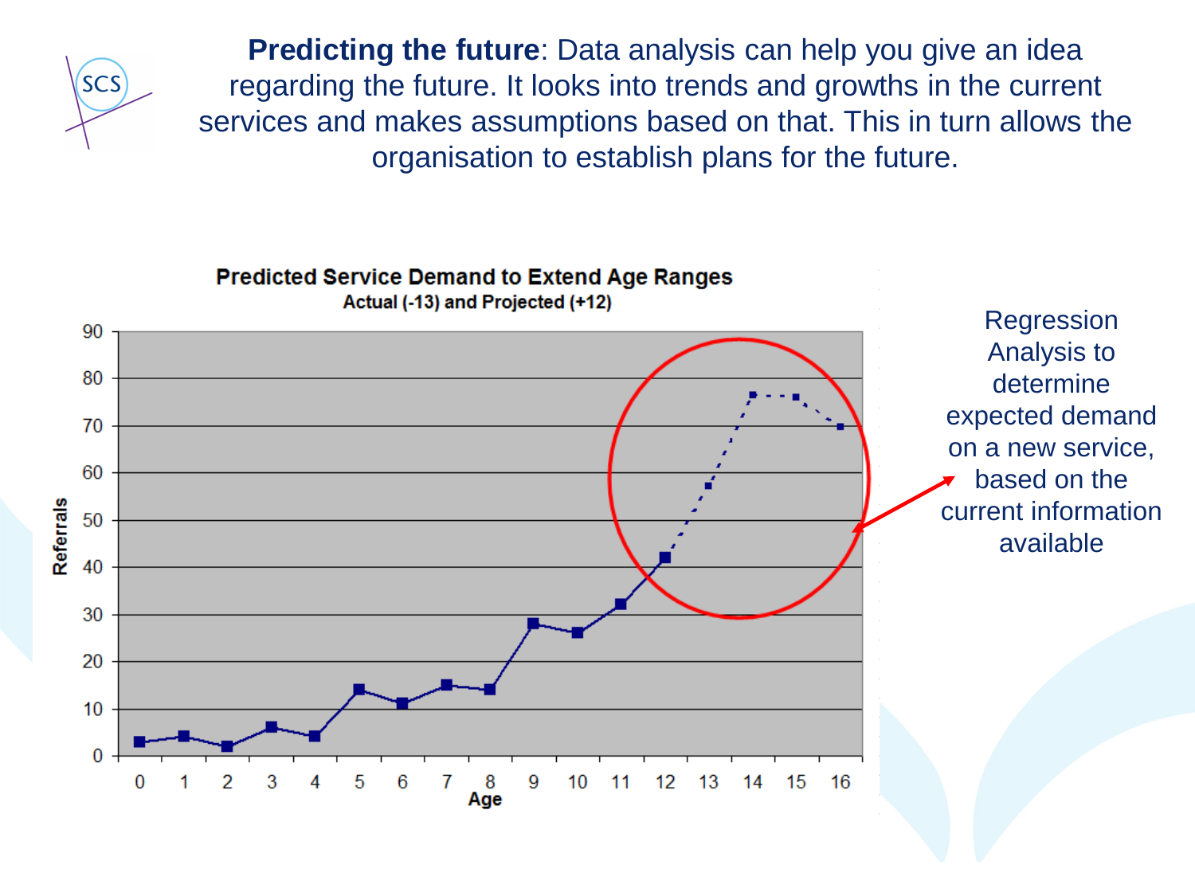**Predicting the future**: Data analysis can help you give an idea regarding the future. It looks into trends and growths in the current services and makes assumptions based on that. This in turn allows the organisation to establish plans for the future.

**Predicted Service Demand to Extend Age Ranges**
**Actual (-13) and Projected (+12)**

| Age | Referrals |
|---|---|
| 0 | 3 |
| 1 | 4 |
| 2 | 2 |
| 3 | 6 |
| 4 | 4 |
| 5 | 14 |
| 6 | 11 |
| 7 | 15 |
| 8 | 14 |
| 9 | 28 |
| 10 | 26 |
| 11 | 32 |
| 12 | 42 |
| 13 | 57 |
| 14 | 76 |
| 15 | 76 |
| 16 | 70 |

Regression Analysis to determine expected demand on a new service, based on the current information available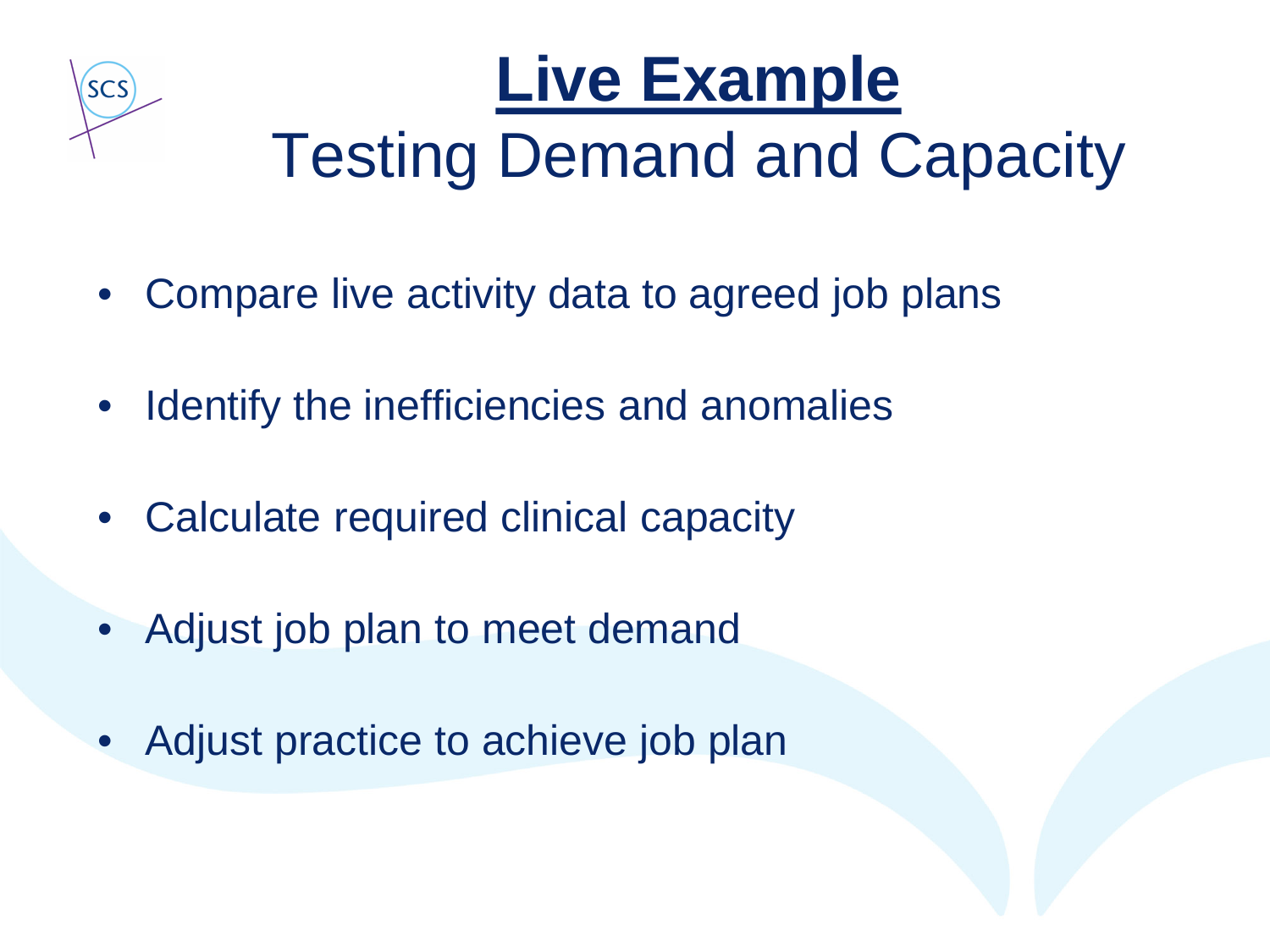# **Live Example**

## Testing Demand and Capacity

- Compare live activity data to agreed job plans
- Identify the inefficiencies and anomalies
- Calculate required clinical capacity
- Adjust job plan to meet demand
- Adjust practice to achieve job plan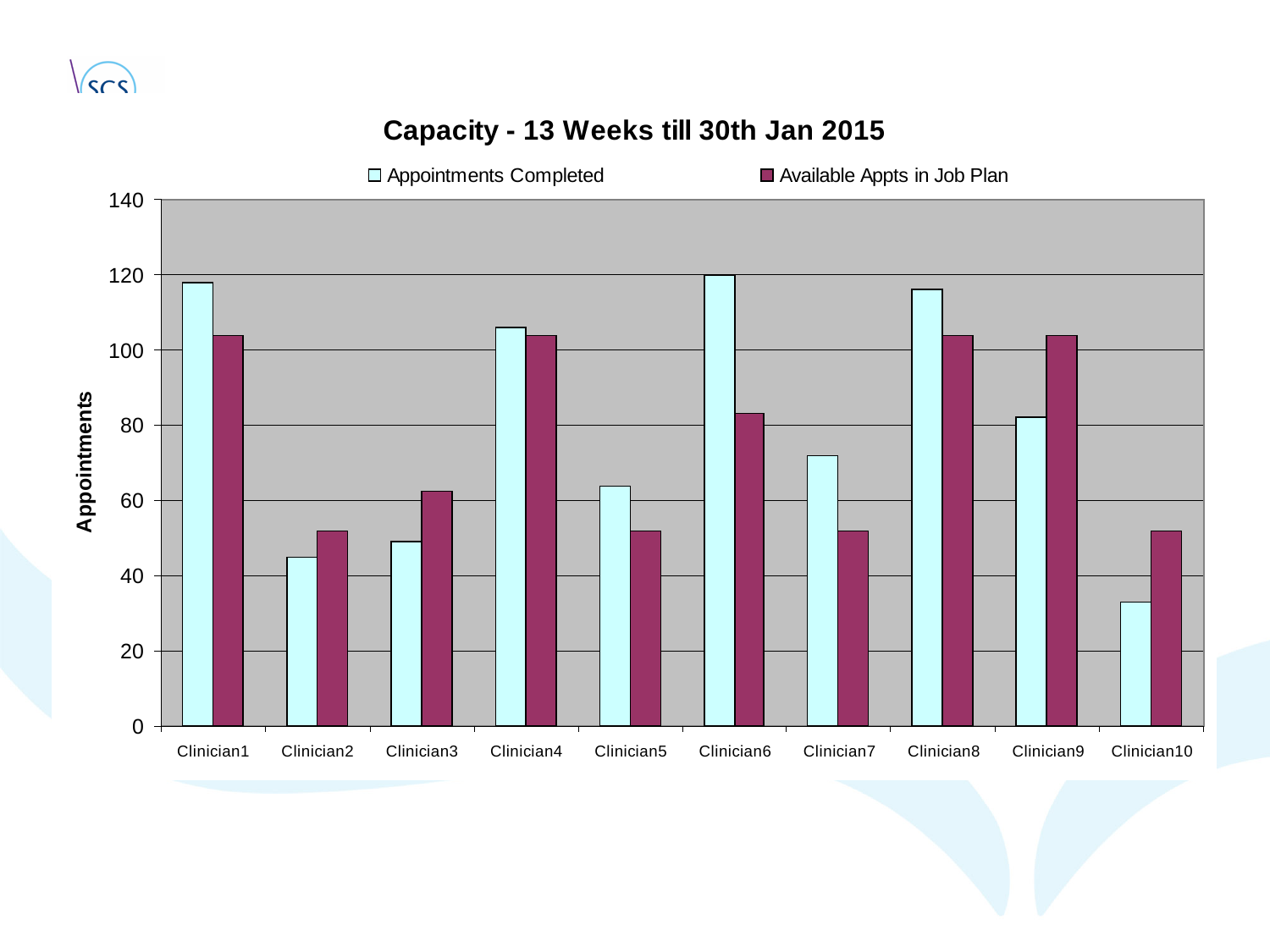## Capacity - 13 Weeks till 30th Jan 2015

| | Appointments Completed | Available Appts in Job Plan |
|---|---|---|
| Clinician1 | 118 | 104 |
| Clinician2 | 45 | 52 |
| Clinician3 | 49 | 62 |
| Clinician4 | 106 | 104 |
| Clinician5 | 64 | 52 |
| Clinician6 | 120 | 83 |
| Clinician7 | 72 | 52 |
| Clinician8 | 116 | 104 |
| Clinician9 | 82 | 104 |
| Clinician10 | 33 | 52 |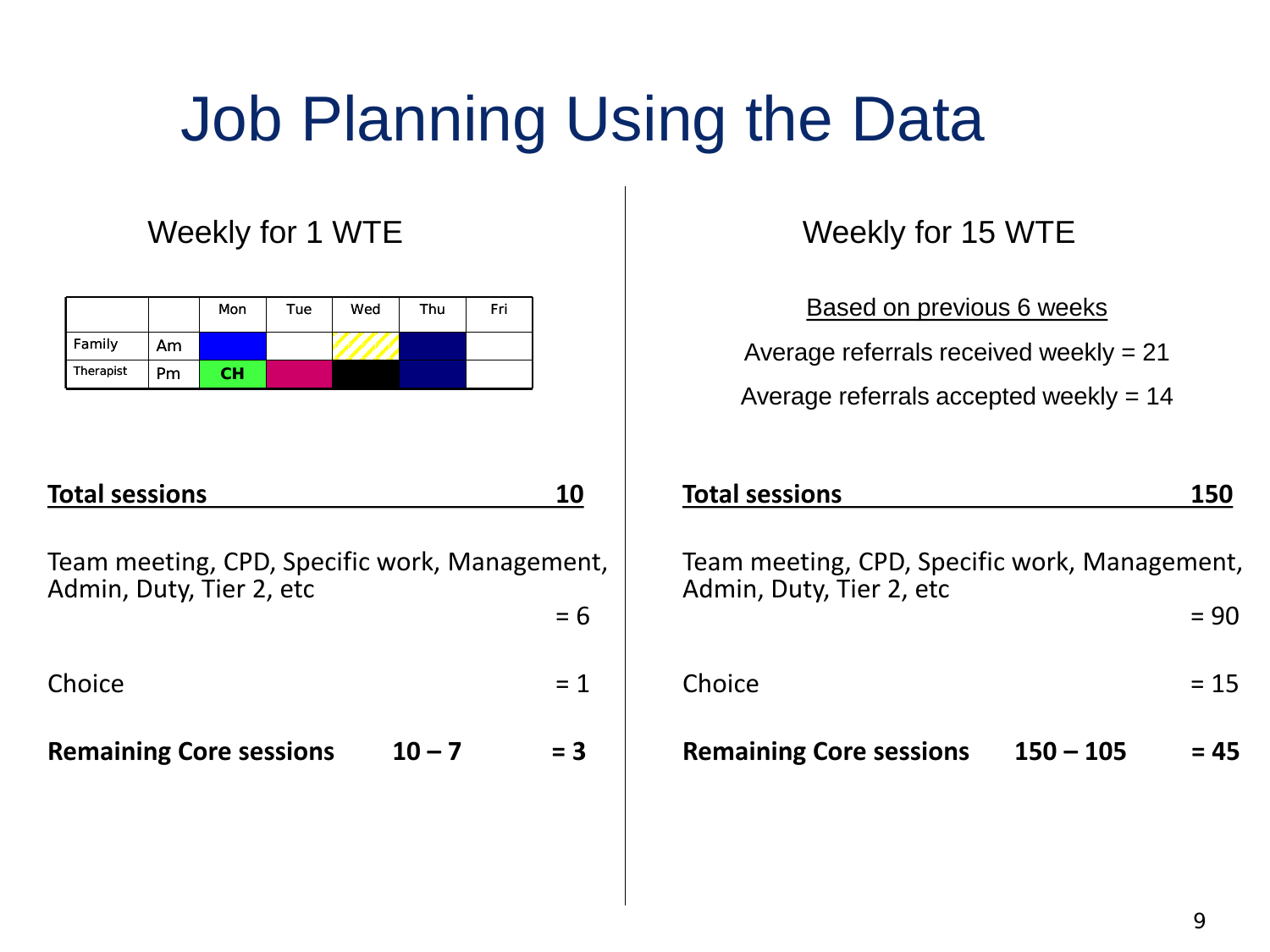# Job Planning Using the Data

## Weekly for 1 WTE

| | | Mon | Tue | Wed | Thu | Fri |
|---|---|---|---|---|---|---|
| Family | Am | | | | | |
| Therapist | Pm | CH | | | | |

**Total sessions** **10**

Team meeting, CPD, Specific work, Management, Admin, Duty, Tier 2, etc = 6

Choice = 1

**Remaining Core sessions 10 – 7 = 3**

## Weekly for 15 WTE

<u>Based on previous 6 weeks</u>

Average referrals received weekly = 21

Average referrals accepted weekly = 14

**Total sessions** **150**

Team meeting, CPD, Specific work, Management, Admin, Duty, Tier 2, etc = 90

Choice = 15

**Remaining Core sessions 150 – 105 = 45**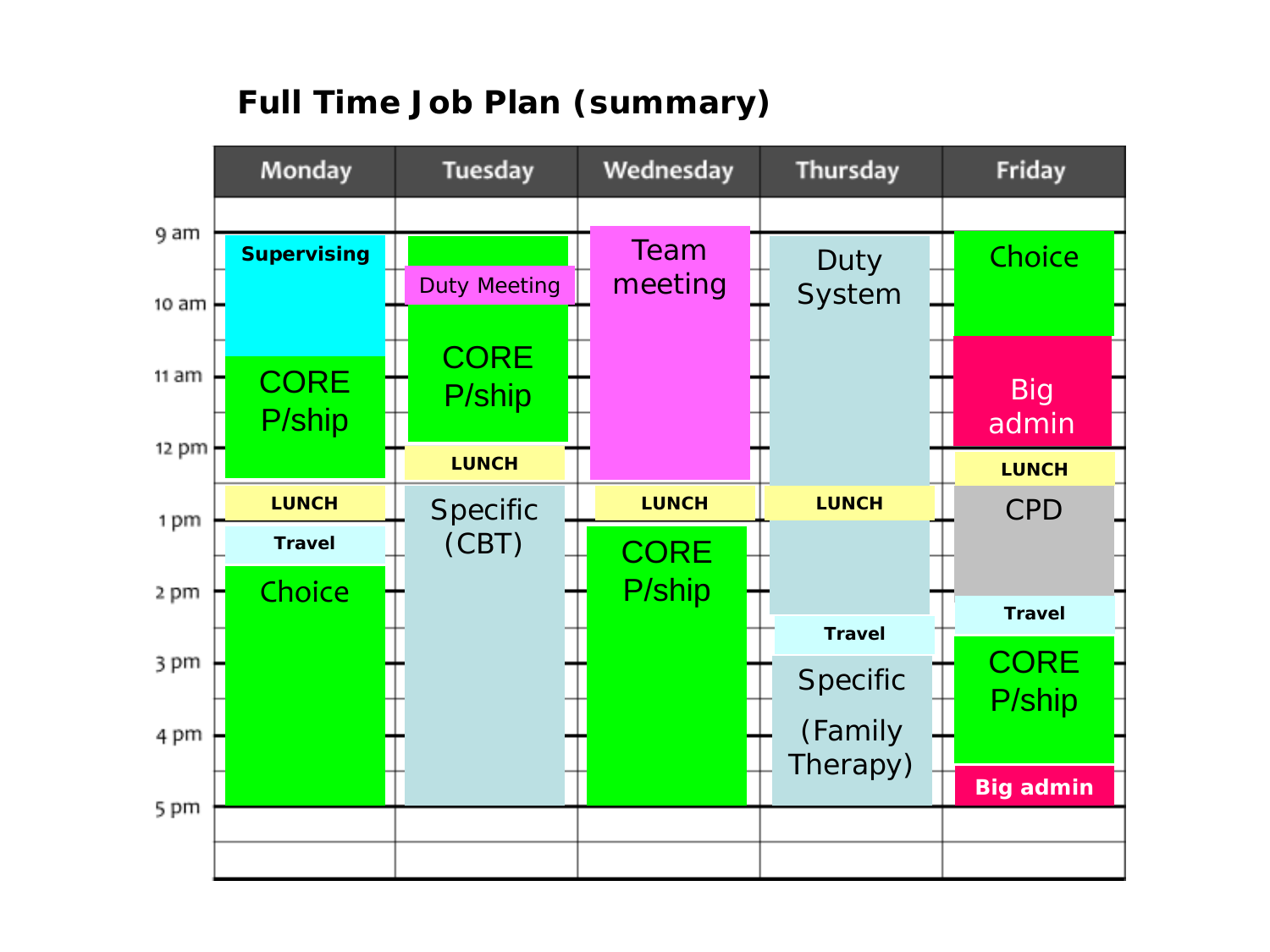# Full Time Job Plan (summary)

| Time | Monday | Tuesday | Wednesday | Thursday | Friday |
|---|---|---|---|---|---|
| 9 am | Supervising | Duty Meeting | Team meeting | Duty System | Choice |
| 10 am | Supervising | CORE P/ship | Team meeting | Duty System | Choice |
| 11 am | CORE P/ship | CORE P/ship | Team meeting | Duty System | Big admin |
| 12 pm | CORE P/ship | LUNCH | Team meeting | Duty System | LUNCH |
| 1 pm | LUNCH / Travel | Specific (CBT) | LUNCH / CORE P/ship | LUNCH / Duty System | CPD |
| 2 pm | Choice | Specific (CBT) | CORE P/ship | Duty System / Travel | CPD / Travel |
| 3 pm | Choice | Specific (CBT) | CORE P/ship | Specific (Family Therapy) | CORE P/ship |
| 4 pm | Choice | Specific (CBT) | CORE P/ship | Specific (Family Therapy) | CORE P/ship / Big admin |
| 5 pm | | | | | |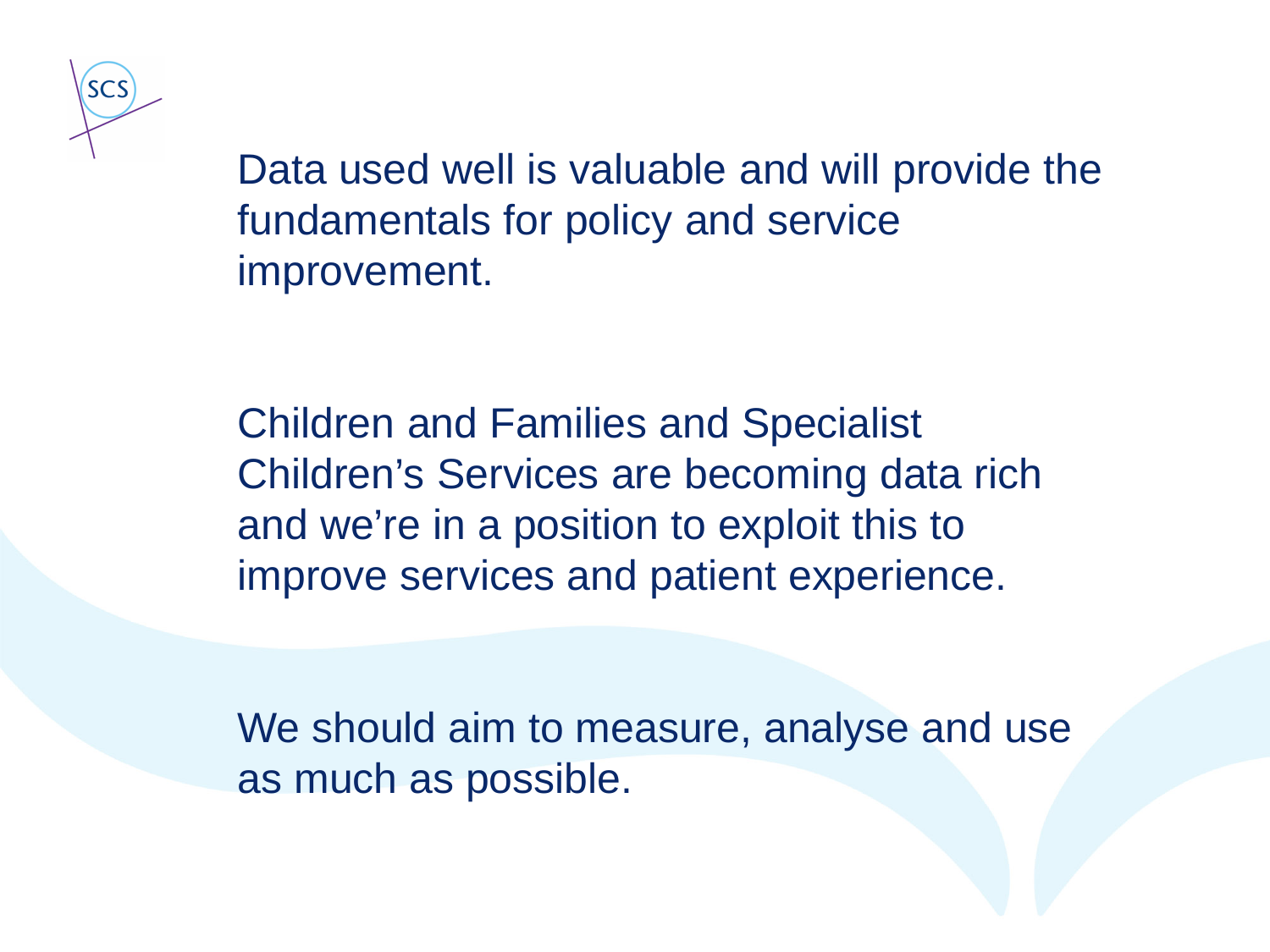Data used well is valuable and will provide the fundamentals for policy and service improvement.

Children and Families and Specialist Children's Services are becoming data rich and we're in a position to exploit this to improve services and patient experience.

We should aim to measure, analyse and use as much as possible.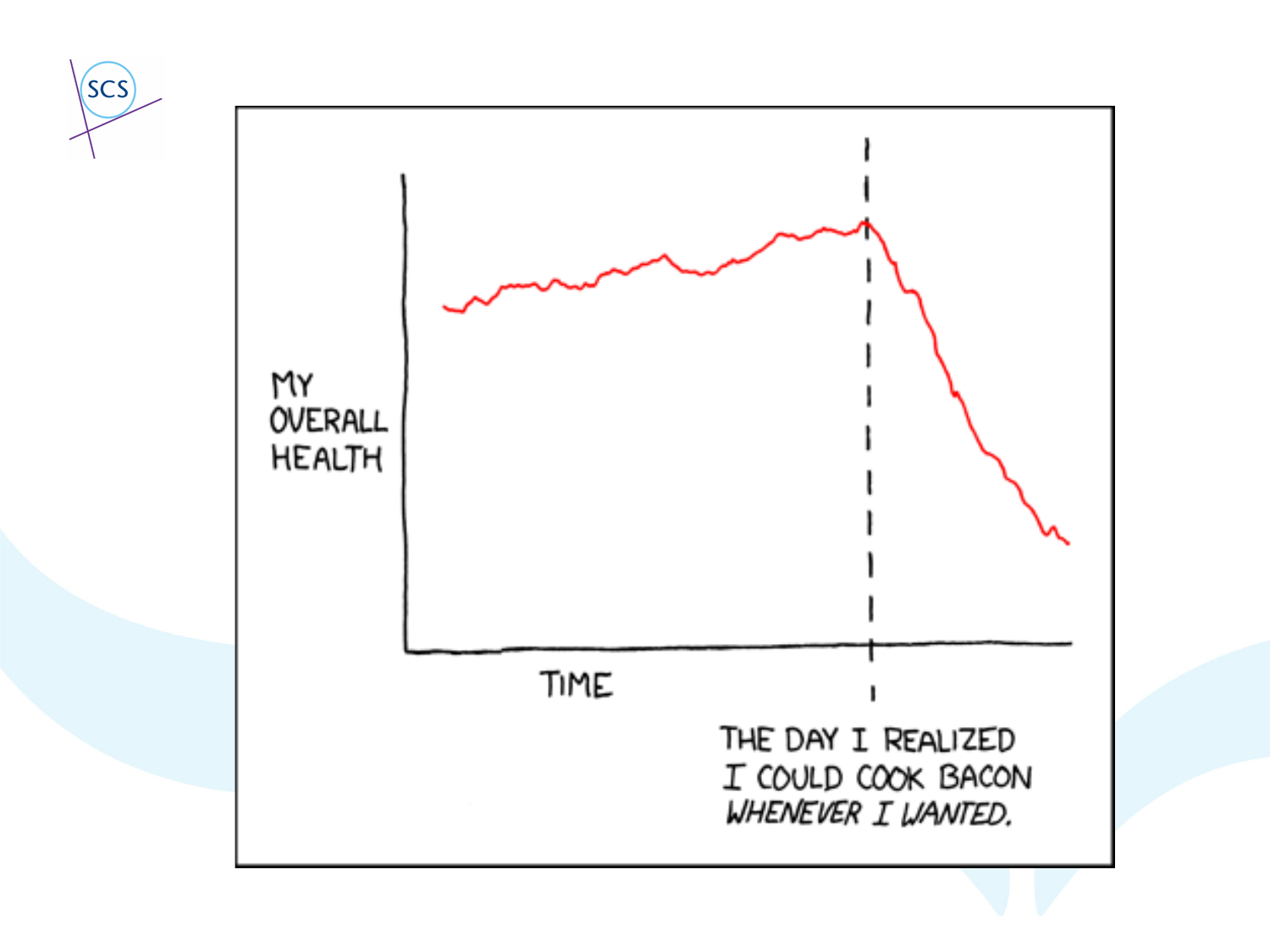MY
OVERALL
HEALTH

TIME

THE DAY I REALIZED
I COULD COOK BACON
WHENEVER I WANTED.